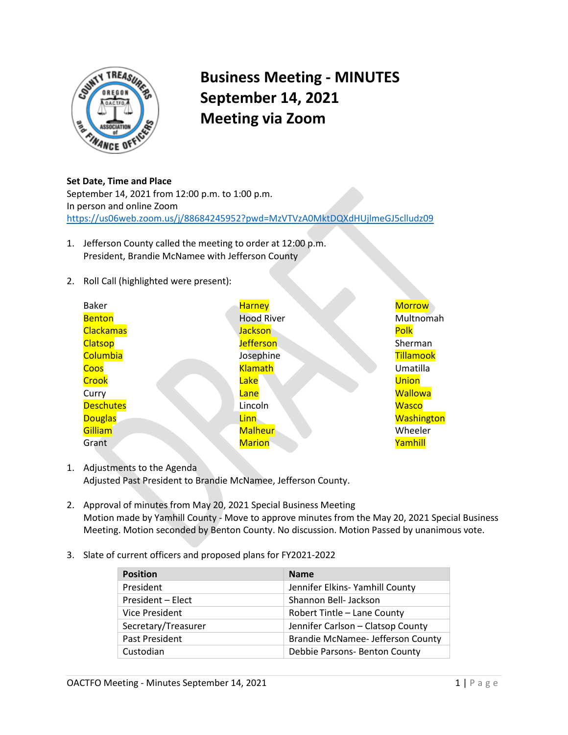# Business Meeting - MINUTES
# September 14, 2021
# Meeting via Zoom

**Set Date, Time and Place**
September 14, 2021 from 12:00 p.m. to 1:00 p.m.
In person and online Zoom
https://us06web.zoom.us/j/88684245952?pwd=MzVTVzA0MktDQXdHUjlmeGJ5clludz09

1. Jefferson County called the meeting to order at 12:00 p.m.
   President, Brandie McNamee with Jefferson County

2. Roll Call (highlighted were present):

| | | |
|---|---|---|
| Baker | **Harney** | **Morrow** |
| **Benton** | Hood River | Multnomah |
| **Clackamas** | **Jackson** | **Polk** |
| **Clatsop** | **Jefferson** | Sherman |
| **Columbia** | Josephine | **Tillamook** |
| **Coos** | **Klamath** | Umatilla |
| **Crook** | **Lake** | **Union** |
| Curry | **Lane** | **Wallowa** |
| **Deschutes** | Lincoln | **Wasco** |
| **Douglas** | **Linn** | **Washington** |
| **Gilliam** | **Malheur** | Wheeler |
| Grant | **Marion** | **Yamhill** |

1. Adjustments to the Agenda
   Adjusted Past President to Brandie McNamee, Jefferson County.

2. Approval of minutes from May 20, 2021 Special Business Meeting
   Motion made by Yamhill County - Move to approve minutes from the May 20, 2021 Special Business Meeting. Motion seconded by Benton County. No discussion. Motion Passed by unanimous vote.

3. Slate of current officers and proposed plans for FY2021-2022

| Position | Name |
|---|---|
| President | Jennifer Elkins- Yamhill County |
| President – Elect | Shannon Bell- Jackson |
| Vice President | Robert Tintle – Lane County |
| Secretary/Treasurer | Jennifer Carlson – Clatsop County |
| Past President | Brandie McNamee- Jefferson County |
| Custodian | Debbie Parsons- Benton County |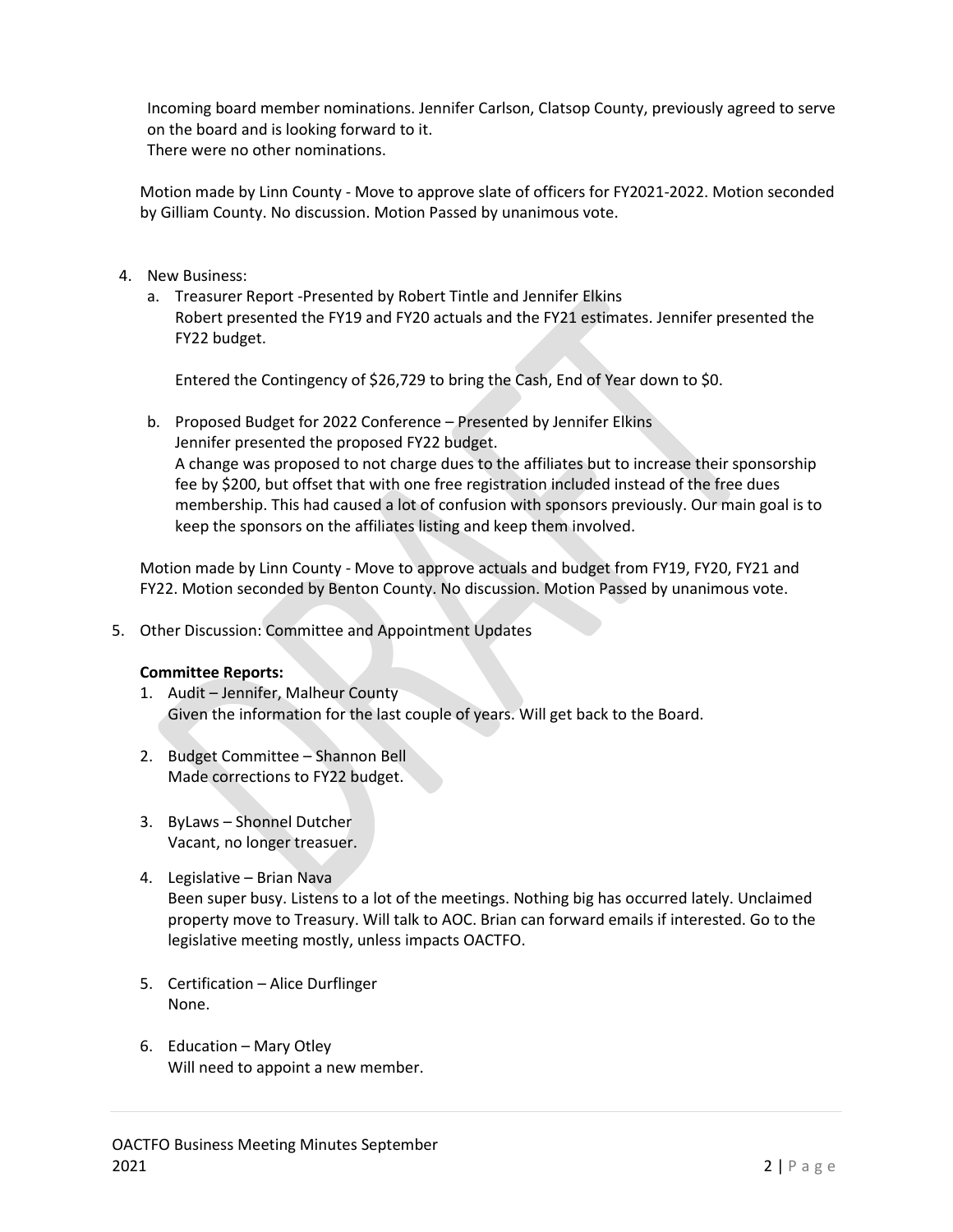Incoming board member nominations. Jennifer Carlson, Clatsop County, previously agreed to serve on the board and is looking forward to it.
There were no other nominations.

Motion made by Linn County - Move to approve slate of officers for FY2021-2022. Motion seconded by Gilliam County. No discussion. Motion Passed by unanimous vote.

4. New Business:
   a. Treasurer Report -Presented by Robert Tintle and Jennifer Elkins
      Robert presented the FY19 and FY20 actuals and the FY21 estimates. Jennifer presented the FY22 budget.

      Entered the Contingency of $26,729 to bring the Cash, End of Year down to $0.

   b. Proposed Budget for 2022 Conference – Presented by Jennifer Elkins
      Jennifer presented the proposed FY22 budget.
      A change was proposed to not charge dues to the affiliates but to increase their sponsorship fee by $200, but offset that with one free registration included instead of the free dues membership. This had caused a lot of confusion with sponsors previously. Our main goal is to keep the sponsors on the affiliates listing and keep them involved.

Motion made by Linn County - Move to approve actuals and budget from FY19, FY20, FY21 and FY22. Motion seconded by Benton County. No discussion. Motion Passed by unanimous vote.

5. Other Discussion: Committee and Appointment Updates

**Committee Reports:**

1. Audit – Jennifer, Malheur County
   Given the information for the last couple of years. Will get back to the Board.

2. Budget Committee – Shannon Bell
   Made corrections to FY22 budget.

3. ByLaws – Shonnel Dutcher
   Vacant, no longer treasuer.

4. Legislative – Brian Nava
   Been super busy. Listens to a lot of the meetings. Nothing big has occurred lately. Unclaimed property move to Treasury. Will talk to AOC. Brian can forward emails if interested. Go to the legislative meeting mostly, unless impacts OACTFO.

5. Certification – Alice Durflinger
   None.

6. Education – Mary Otley
   Will need to appoint a new member.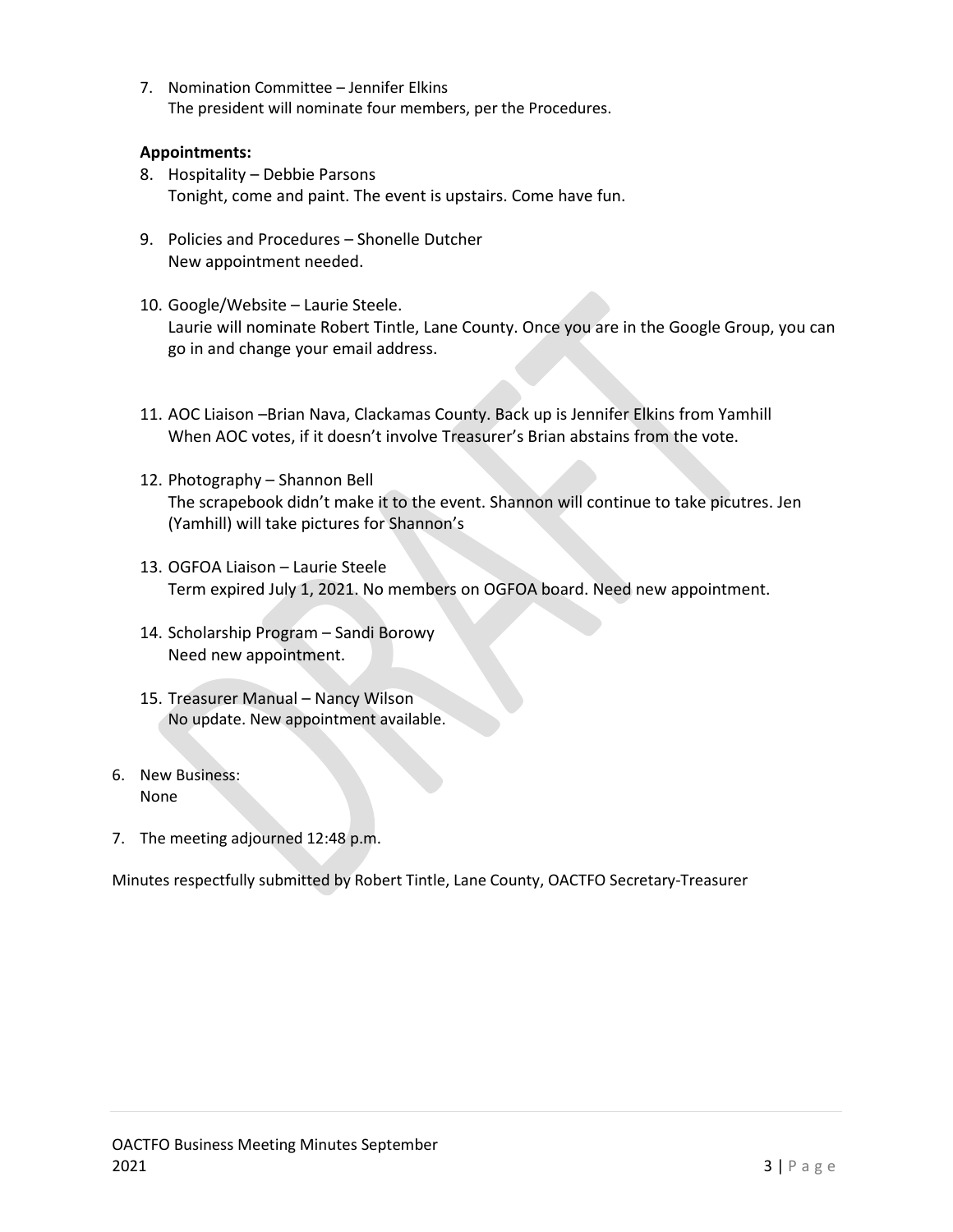7. Nomination Committee – Jennifer Elkins
   The president will nominate four members, per the Procedures.

**Appointments:**

8. Hospitality – Debbie Parsons
   Tonight, come and paint. The event is upstairs. Come have fun.

9. Policies and Procedures – Shonelle Dutcher
   New appointment needed.

10. Google/Website – Laurie Steele.
    Laurie will nominate Robert Tintle, Lane County. Once you are in the Google Group, you can go in and change your email address.

11. AOC Liaison –Brian Nava, Clackamas County. Back up is Jennifer Elkins from Yamhill
    When AOC votes, if it doesn't involve Treasurer's Brian abstains from the vote.

12. Photography – Shannon Bell
    The scrapebook didn't make it to the event. Shannon will continue to take picutres. Jen (Yamhill) will take pictures for Shannon's

13. OGFOA Liaison – Laurie Steele
    Term expired July 1, 2021. No members on OGFOA board. Need new appointment.

14. Scholarship Program – Sandi Borowy
    Need new appointment.

15. Treasurer Manual – Nancy Wilson
    No update. New appointment available.

6. New Business:
   None

7. The meeting adjourned 12:48 p.m.

Minutes respectfully submitted by Robert Tintle, Lane County, OACTFO Secretary-Treasurer